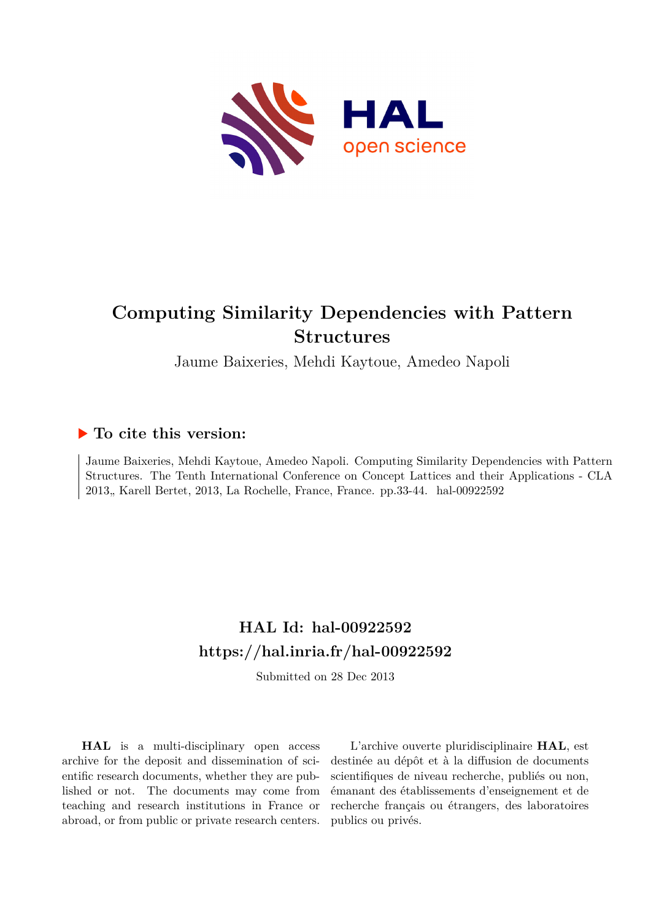# Computing Similarity Dependencies with Pattern Structures

Jaume Baixeries, Mehdi Kaytoue, Amedeo Napoli

## ▶ To cite this version:

Jaume Baixeries, Mehdi Kaytoue, Amedeo Napoli. Computing Similarity Dependencies with Pattern Structures. The Tenth International Conference on Concept Lattices and their Applications - CLA 2013,, Karell Bertet, 2013, La Rochelle, France, France. pp.33-44. hal-00922592

## HAL Id: hal-00922592
## https://hal.inria.fr/hal-00922592

Submitted on 28 Dec 2013

**HAL** is a multi-disciplinary open access archive for the deposit and dissemination of scientific research documents, whether they are published or not. The documents may come from teaching and research institutions in France or abroad, or from public or private research centers.

L'archive ouverte pluridisciplinaire **HAL**, est destinée au dépôt et à la diffusion de documents scientifiques de niveau recherche, publiés ou non, émanant des établissements d'enseignement et de recherche français ou étrangers, des laboratoires publics ou privés.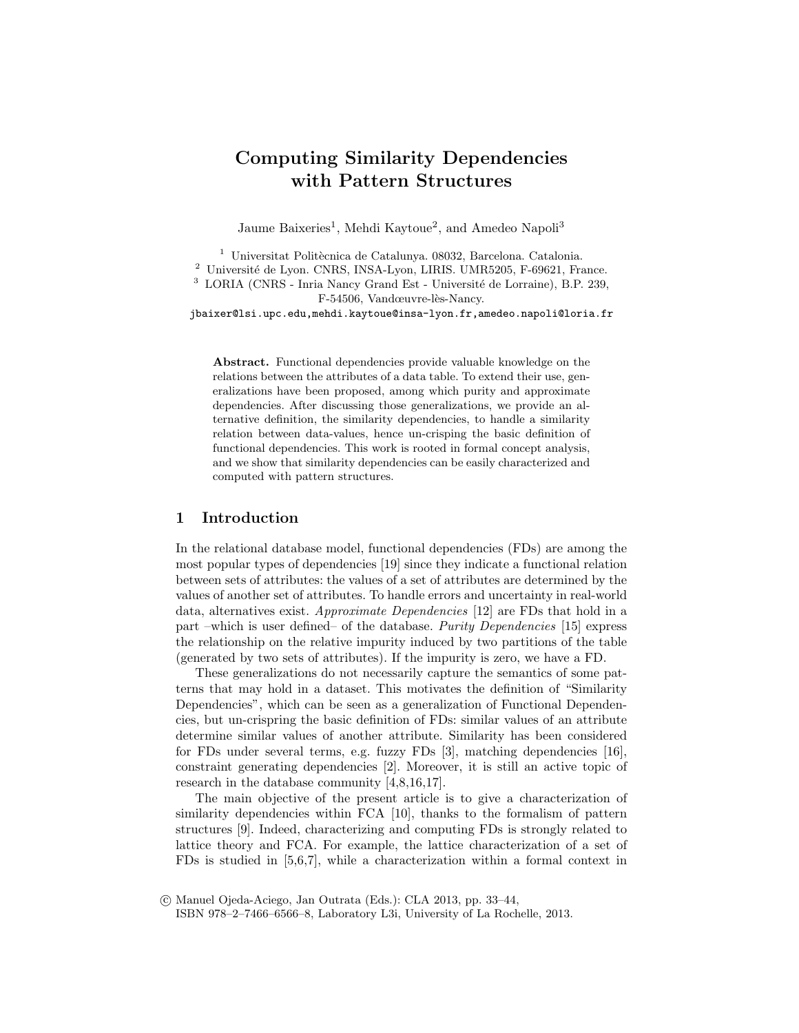# Computing Similarity Dependencies with Pattern Structures

Jaume Baixeries[1], Mehdi Kaytoue[2], and Amedeo Napoli[3]

[1] Universitat Politècnica de Catalunya. 08032, Barcelona. Catalonia.
[2] Université de Lyon. CNRS, INSA-Lyon, LIRIS. UMR5205, F-69621, France.
[3] LORIA (CNRS - Inria Nancy Grand Est - Université de Lorraine), B.P. 239, F-54506, Vandœuvre-lès-Nancy.

jbaixer@lsi.upc.edu,mehdi.kaytoue@insa-lyon.fr,amedeo.napoli@loria.fr

**Abstract.** Functional dependencies provide valuable knowledge on the relations between the attributes of a data table. To extend their use, generalizations have been proposed, among which purity and approximate dependencies. After discussing those generalizations, we provide an alternative definition, the similarity dependencies, to handle a similarity relation between data-values, hence un-crisping the basic definition of functional dependencies. This work is rooted in formal concept analysis, and we show that similarity dependencies can be easily characterized and computed with pattern structures.

## 1 Introduction

In the relational database model, functional dependencies (FDs) are among the most popular types of dependencies [19] since they indicate a functional relation between sets of attributes: the values of a set of attributes are determined by the values of another set of attributes. To handle errors and uncertainty in real-world data, alternatives exist. *Approximate Dependencies* [12] are FDs that hold in a part –which is user defined– of the database. *Purity Dependencies* [15] express the relationship on the relative impurity induced by two partitions of the table (generated by two sets of attributes). If the impurity is zero, we have a FD.

These generalizations do not necessarily capture the semantics of some patterns that may hold in a dataset. This motivates the definition of "Similarity Dependencies", which can be seen as a generalization of Functional Dependencies, but un-crispring the basic definition of FDs: similar values of an attribute determine similar values of another attribute. Similarity has been considered for FDs under several terms, e.g. fuzzy FDs [3], matching dependencies [16], constraint generating dependencies [2]. Moreover, it is still an active topic of research in the database community [4,8,16,17].

The main objective of the present article is to give a characterization of similarity dependencies within FCA [10], thanks to the formalism of pattern structures [9]. Indeed, characterizing and computing FDs is strongly related to lattice theory and FCA. For example, the lattice characterization of a set of FDs is studied in [5,6,7], while a characterization within a formal context in

© Manuel Ojeda-Aciego, Jan Outrata (Eds.): CLA 2013, pp. 33–44,
ISBN 978–2–7466–6566–8, Laboratory L3i, University of La Rochelle, 2013.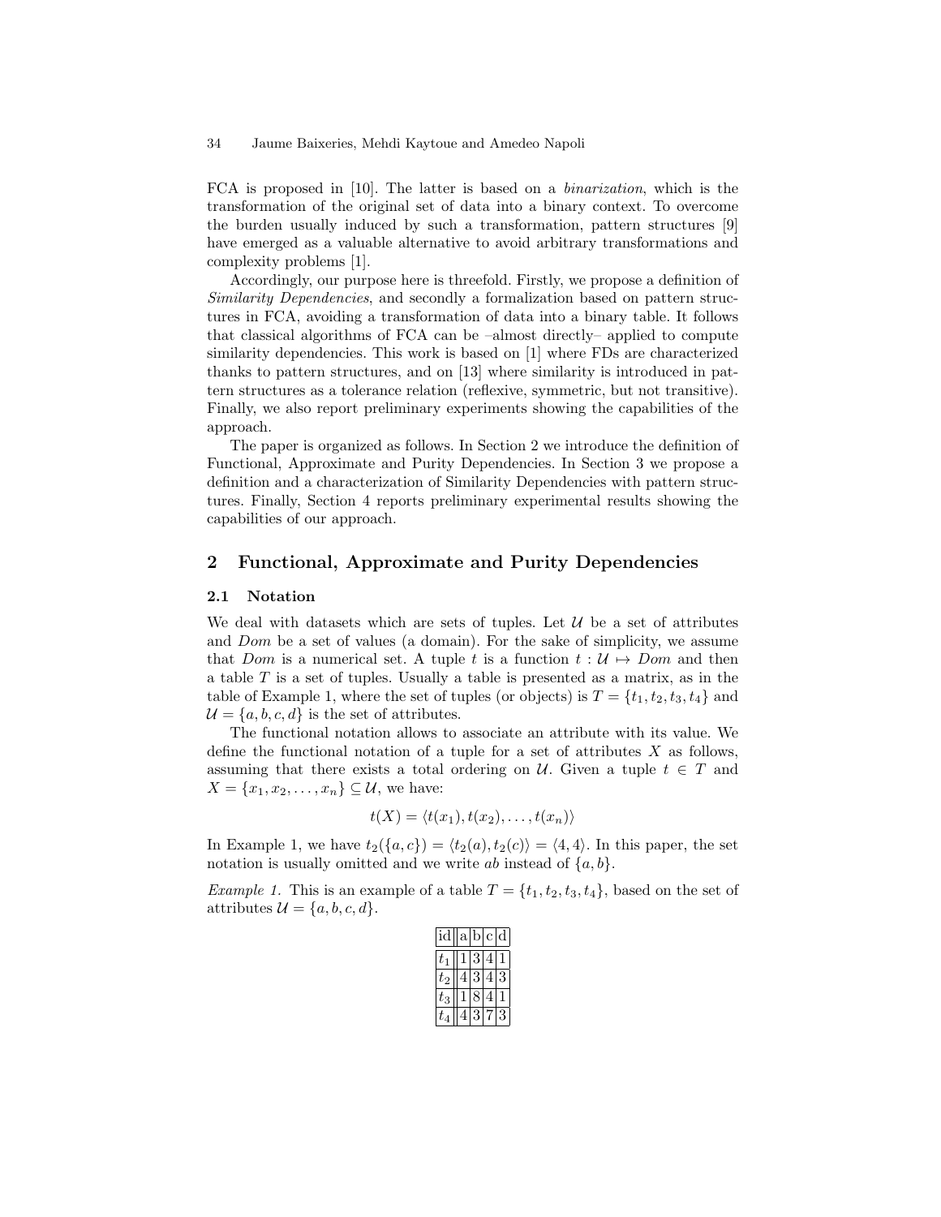FCA is proposed in [10]. The latter is based on a *binarization*, which is the transformation of the original set of data into a binary context. To overcome the burden usually induced by such a transformation, pattern structures [9] have emerged as a valuable alternative to avoid arbitrary transformations and complexity problems [1].

Accordingly, our purpose here is threefold. Firstly, we propose a definition of *Similarity Dependencies*, and secondly a formalization based on pattern structures in FCA, avoiding a transformation of data into a binary table. It follows that classical algorithms of FCA can be –almost directly– applied to compute similarity dependencies. This work is based on [1] where FDs are characterized thanks to pattern structures, and on [13] where similarity is introduced in pattern structures as a tolerance relation (reflexive, symmetric, but not transitive). Finally, we also report preliminary experiments showing the capabilities of the approach.

The paper is organized as follows. In Section 2 we introduce the definition of Functional, Approximate and Purity Dependencies. In Section 3 we propose a definition and a characterization of Similarity Dependencies with pattern structures. Finally, Section 4 reports preliminary experimental results showing the capabilities of our approach.

## 2 Functional, Approximate and Purity Dependencies

### 2.1 Notation

We deal with datasets which are sets of tuples. Let $\mathcal{U}$ be a set of attributes and $Dom$ be a set of values (a domain). For the sake of simplicity, we assume that $Dom$ is a numerical set. A tuple $t$ is a function $t : \mathcal{U} \mapsto Dom$ and then a table $T$ is a set of tuples. Usually a table is presented as a matrix, as in the table of Example 1, where the set of tuples (or objects) is $T = \{t_1, t_2, t_3, t_4\}$ and $\mathcal{U} = \{a, b, c, d\}$ is the set of attributes.

The functional notation allows to associate an attribute with its value. We define the functional notation of a tuple for a set of attributes $X$ as follows, assuming that there exists a total ordering on $\mathcal{U}$. Given a tuple $t \in T$ and $X = \{x_1, x_2, \ldots, x_n\} \subseteq \mathcal{U}$, we have:

$$t(X) = \langle t(x_1), t(x_2), \ldots, t(x_n) \rangle$$

In Example 1, we have $t_2(\{a, c\}) = \langle t_2(a), t_2(c) \rangle = \langle 4, 4 \rangle$. In this paper, the set notation is usually omitted and we write $ab$ instead of $\{a, b\}$.

*Example 1.* This is an example of a table $T = \{t_1, t_2, t_3, t_4\}$, based on the set of attributes $\mathcal{U} = \{a, b, c, d\}$.

| id | a | b | c | d |
|---|---|---|---|---|
| $t_1$ | 1 | 3 | 4 | 1 |
| $t_2$ | 4 | 3 | 4 | 3 |
| $t_3$ | 1 | 8 | 4 | 1 |
| $t_4$ | 4 | 3 | 7 | 3 |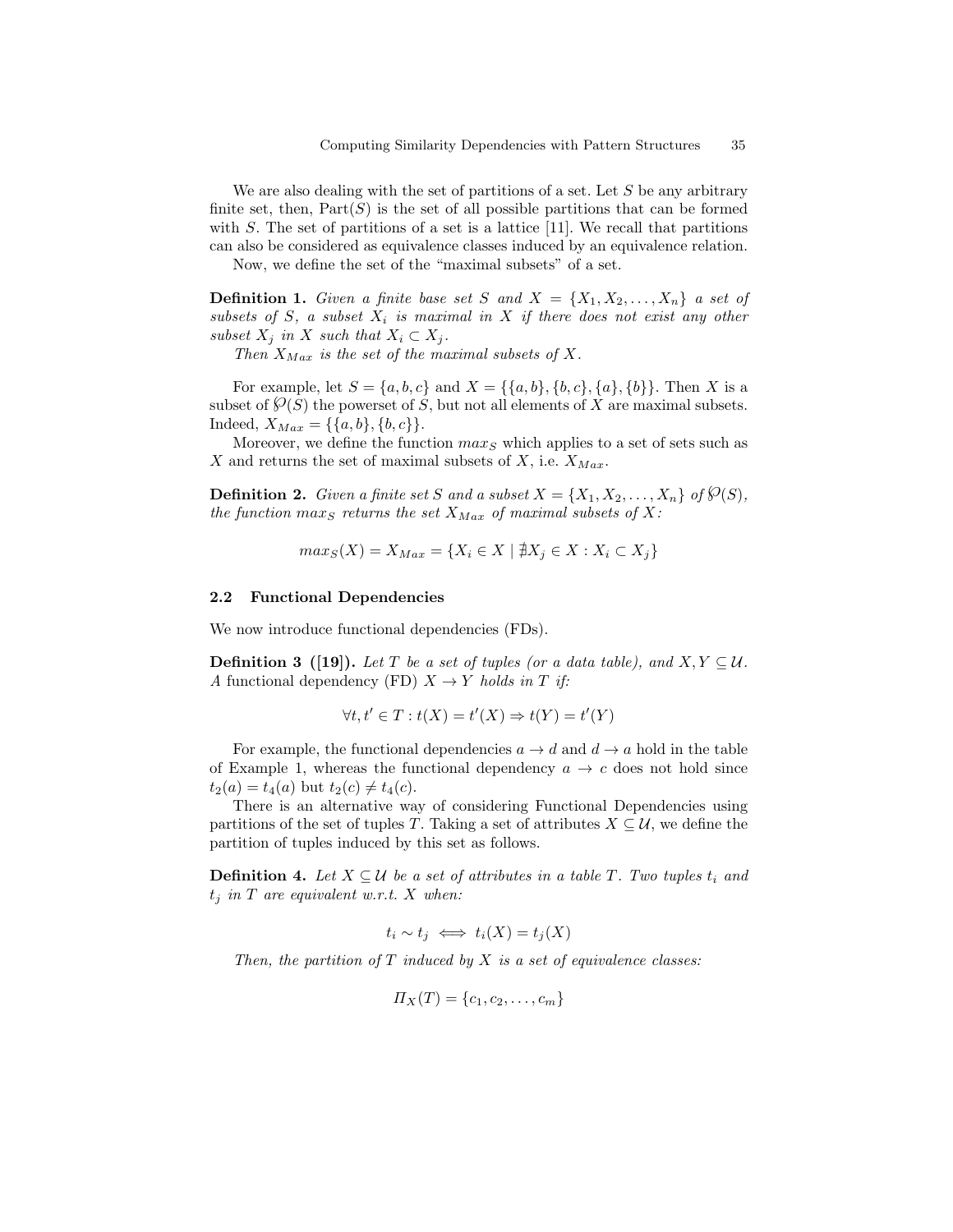We are also dealing with the set of partitions of a set. Let $S$ be any arbitrary finite set, then, $\text{Part}(S)$ is the set of all possible partitions that can be formed with $S$. The set of partitions of a set is a lattice [11]. We recall that partitions can also be considered as equivalence classes induced by an equivalence relation.

Now, we define the set of the "maximal subsets" of a set.

**Definition 1.** *Given a finite base set $S$ and $X = \{X_1, X_2, \ldots, X_n\}$ a set of subsets of $S$, a subset $X_i$ is maximal in $X$ if there does not exist any other subset $X_j$ in $X$ such that $X_i \subset X_j$.*

*Then $X_{Max}$ is the set of the maximal subsets of $X$.*

For example, let $S = \{a, b, c\}$ and $X = \{\{a, b\}, \{b, c\}, \{a\}, \{b\}\}$. Then $X$ is a subset of $\wp(S)$ the powerset of $S$, but not all elements of $X$ are maximal subsets. Indeed, $X_{Max} = \{\{a, b\}, \{b, c\}\}$.

Moreover, we define the function $max_S$ which applies to a set of sets such as $X$ and returns the set of maximal subsets of $X$, i.e. $X_{Max}$.

**Definition 2.** *Given a finite set $S$ and a subset $X = \{X_1, X_2, \ldots, X_n\}$ of $\wp(S)$, the function $max_S$ returns the set $X_{Max}$ of maximal subsets of $X$:*

$$max_S(X) = X_{Max} = \{X_i \in X \mid \nexists X_j \in X : X_i \subset X_j\}$$

## 2.2 Functional Dependencies

We now introduce functional dependencies (FDs).

**Definition 3 ([19]).** *Let $T$ be a set of tuples (or a data table), and $X, Y \subseteq \mathcal{U}$. A* functional dependency *(FD) $X \rightarrow Y$ holds in $T$ if:*

$$\forall t, t' \in T : t(X) = t'(X) \Rightarrow t(Y) = t'(Y)$$

For example, the functional dependencies $a \rightarrow d$ and $d \rightarrow a$ hold in the table of Example 1, whereas the functional dependency $a \rightarrow c$ does not hold since $t_2(a) = t_4(a)$ but $t_2(c) \neq t_4(c)$.

There is an alternative way of considering Functional Dependencies using partitions of the set of tuples $T$. Taking a set of attributes $X \subseteq \mathcal{U}$, we define the partition of tuples induced by this set as follows.

**Definition 4.** *Let $X \subseteq \mathcal{U}$ be a set of attributes in a table $T$. Two tuples $t_i$ and $t_j$ in $T$ are equivalent w.r.t. $X$ when:*

$$t_i \sim t_j \iff t_i(X) = t_j(X)$$

*Then, the partition of $T$ induced by $X$ is a set of equivalence classes:*

$$\Pi_X(T) = \{c_1, c_2, \ldots, c_m\}$$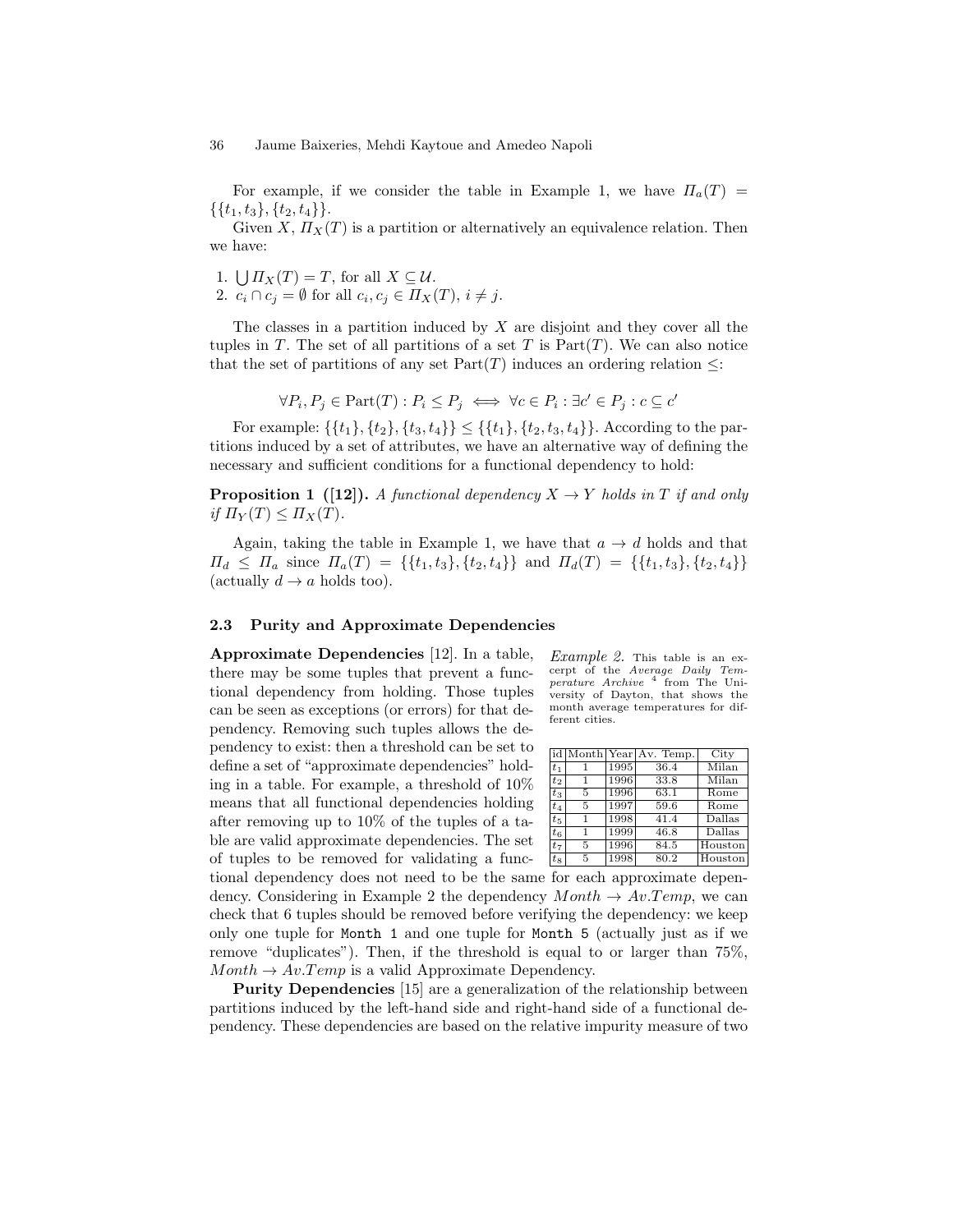For example, if we consider the table in Example 1, we have $\Pi_a(T) = \{\{t_1, t_3\}, \{t_2, t_4\}\}$.

Given $X$, $\Pi_X(T)$ is a partition or alternatively an equivalence relation. Then we have:

1. $\bigcup \Pi_X(T) = T$, for all $X \subseteq \mathcal{U}$.
2. $c_i \cap c_j = \emptyset$ for all $c_i, c_j \in \Pi_X(T)$, $i \neq j$.

The classes in a partition induced by $X$ are disjoint and they cover all the tuples in $T$. The set of all partitions of a set $T$ is $\mathrm{Part}(T)$. We can also notice that the set of partitions of any set $\mathrm{Part}(T)$ induces an ordering relation $\leq$:

$$\forall P_i, P_j \in \mathrm{Part}(T) : P_i \leq P_j \iff \forall c \in P_i : \exists c' \in P_j : c \subseteq c'$$

For example: $\{\{t_1\}, \{t_2\}, \{t_3, t_4\}\} \leq \{\{t_1\}, \{t_2, t_3, t_4\}\}$. According to the partitions induced by a set of attributes, we have an alternative way of defining the necessary and sufficient conditions for a functional dependency to hold:

**Proposition 1 ([12]).** *A functional dependency $X \to Y$ holds in $T$ if and only if $\Pi_Y(T) \leq \Pi_X(T)$.*

Again, taking the table in Example 1, we have that $a \to d$ holds and that $\Pi_d \leq \Pi_a$ since $\Pi_a(T) = \{\{t_1, t_3\}, \{t_2, t_4\}\}$ and $\Pi_d(T) = \{\{t_1, t_3\}, \{t_2, t_4\}\}$ (actually $d \to a$ holds too).

### 2.3 Purity and Approximate Dependencies

**Approximate Dependencies** [12]. In a table, there may be some tuples that prevent a functional dependency from holding. Those tuples can be seen as exceptions (or errors) for that dependency. Removing such tuples allows the dependency to exist: then a threshold can be set to define a set of "approximate dependencies" holding in a table. For example, a threshold of 10% means that all functional dependencies holding after removing up to 10% of the tuples of a table are valid approximate dependencies. The set of tuples to be removed for validating a functional dependency does not need to be the same for each approximate dependency. Considering in Example 2 the dependency $Month \to Av.Temp$, we can check that 6 tuples should be removed before verifying the dependency: we keep only one tuple for `Month 1` and one tuple for `Month 5` (actually just as if we remove "duplicates"). Then, if the threshold is equal to or larger than 75%, $Month \to Av.Temp$ is a valid Approximate Dependency.

*Example 2.* This table is an excerpt of the *Average Daily Temperature Archive* [4] from The University of Dayton, that shows the month average temperatures for different cities.

| id | Month | Year | Av. Temp. | City |
|---|---|---|---|---|
| $t_1$ | 1 | 1995 | 36.4 | Milan |
| $t_2$ | 1 | 1996 | 33.8 | Milan |
| $t_3$ | 5 | 1996 | 63.1 | Rome |
| $t_4$ | 5 | 1997 | 59.6 | Rome |
| $t_5$ | 1 | 1998 | 41.4 | Dallas |
| $t_6$ | 1 | 1999 | 46.8 | Dallas |
| $t_7$ | 5 | 1996 | 84.5 | Houston |
| $t_8$ | 5 | 1998 | 80.2 | Houston |

**Purity Dependencies** [15] are a generalization of the relationship between partitions induced by the left-hand side and right-hand side of a functional dependency. These dependencies are based on the relative impurity measure of two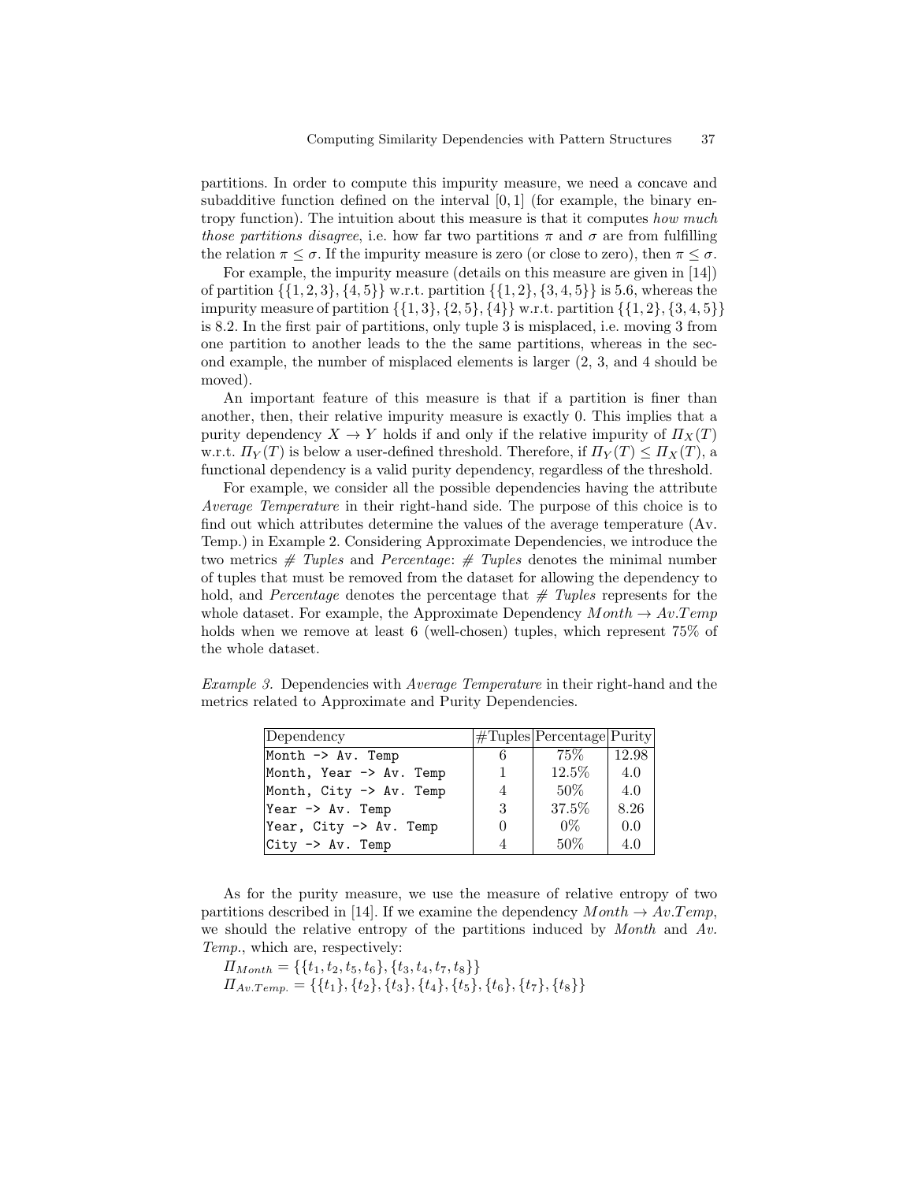partitions. In order to compute this impurity measure, we need a concave and subadditive function defined on the interval $[0,1]$ (for example, the binary entropy function). The intuition about this measure is that it computes *how much those partitions disagree*, i.e. how far two partitions $\pi$ and $\sigma$ are from fulfilling the relation $\pi \leq \sigma$. If the impurity measure is zero (or close to zero), then $\pi \leq \sigma$.

For example, the impurity measure (details on this measure are given in [14]) of partition $\{\{1,2,3\},\{4,5\}\}$ w.r.t. partition $\{\{1,2\},\{3,4,5\}\}$ is 5.6, whereas the impurity measure of partition $\{\{1,3\},\{2,5\},\{4\}\}$ w.r.t. partition $\{\{1,2\},\{3,4,5\}\}$ is 8.2. In the first pair of partitions, only tuple 3 is misplaced, i.e. moving 3 from one partition to another leads to the the same partitions, whereas in the second example, the number of misplaced elements is larger (2, 3, and 4 should be moved).

An important feature of this measure is that if a partition is finer than another, then, their relative impurity measure is exactly 0. This implies that a purity dependency $X \rightarrow Y$ holds if and only if the relative impurity of $\Pi_X(T)$ w.r.t. $\Pi_Y(T)$ is below a user-defined threshold. Therefore, if $\Pi_Y(T) \leq \Pi_X(T)$, a functional dependency is a valid purity dependency, regardless of the threshold.

For example, we consider all the possible dependencies having the attribute *Average Temperature* in their right-hand side. The purpose of this choice is to find out which attributes determine the values of the average temperature (Av. Temp.) in Example 2. Considering Approximate Dependencies, we introduce the two metrics *# Tuples* and *Percentage*: *# Tuples* denotes the minimal number of tuples that must be removed from the dataset for allowing the dependency to hold, and *Percentage* denotes the percentage that *# Tuples* represents for the whole dataset. For example, the Approximate Dependency $Month \rightarrow Av.Temp$ holds when we remove at least 6 (well-chosen) tuples, which represent 75% of the whole dataset.

*Example 3.* Dependencies with *Average Temperature* in their right-hand and the metrics related to Approximate and Purity Dependencies.

| Dependency | #Tuples | Percentage | Purity |
|---|---|---|---|
| `Month -> Av. Temp` | 6 | 75% | 12.98 |
| `Month, Year -> Av. Temp` | 1 | 12.5% | 4.0 |
| `Month, City -> Av. Temp` | 4 | 50% | 4.0 |
| `Year -> Av. Temp` | 3 | 37.5% | 8.26 |
| `Year, City -> Av. Temp` | 0 | 0% | 0.0 |
| `City -> Av. Temp` | 4 | 50% | 4.0 |

As for the purity measure, we use the measure of relative entropy of two partitions described in [14]. If we examine the dependency $Month \rightarrow Av.Temp$, we should the relative entropy of the partitions induced by *Month* and *Av. Temp.*, which are, respectively:

$\Pi_{Month} = \{\{t_1, t_2, t_5, t_6\}, \{t_3, t_4, t_7, t_8\}\}$
$\Pi_{Av.Temp.} = \{\{t_1\}, \{t_2\}, \{t_3\}, \{t_4\}, \{t_5\}, \{t_6\}, \{t_7\}, \{t_8\}\}$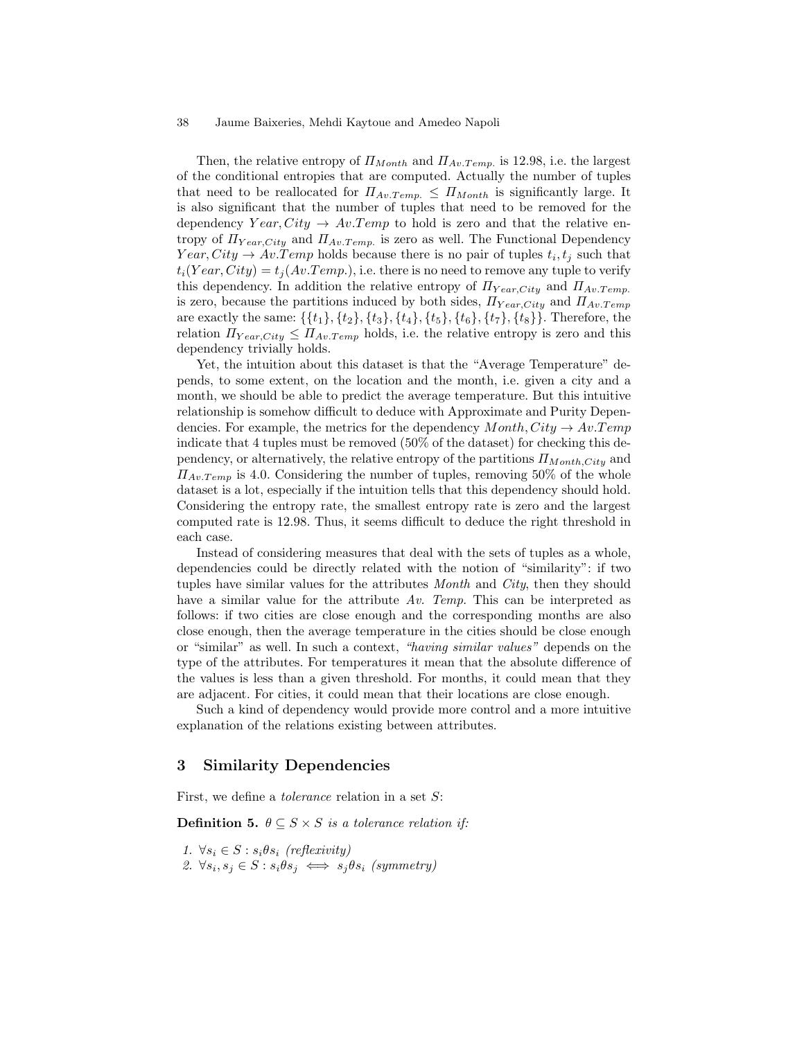Then, the relative entropy of $\Pi_{Month}$ and $\Pi_{Av.Temp.}$ is 12.98, i.e. the largest of the conditional entropies that are computed. Actually the number of tuples that need to be reallocated for $\Pi_{Av.Temp.} \leq \Pi_{Month}$ is significantly large. It is also significant that the number of tuples that need to be removed for the dependency $Year, City \rightarrow Av.Temp$ to hold is zero and that the relative entropy of $\Pi_{Year,City}$ and $\Pi_{Av.Temp.}$ is zero as well. The Functional Dependency $Year, City \rightarrow Av.Temp$ holds because there is no pair of tuples $t_i, t_j$ such that $t_i(Year, City) = t_j(Av.Temp.)$, i.e. there is no need to remove any tuple to verify this dependency. In addition the relative entropy of $\Pi_{Year,City}$ and $\Pi_{Av.Temp.}$ is zero, because the partitions induced by both sides, $\Pi_{Year,City}$ and $\Pi_{Av.Temp}$ are exactly the same: $\{\{t_1\}, \{t_2\}, \{t_3\}, \{t_4\}, \{t_5\}, \{t_6\}, \{t_7\}, \{t_8\}\}$. Therefore, the relation $\Pi_{Year,City} \leq \Pi_{Av.Temp}$ holds, i.e. the relative entropy is zero and this dependency trivially holds.

Yet, the intuition about this dataset is that the "Average Temperature" depends, to some extent, on the location and the month, i.e. given a city and a month, we should be able to predict the average temperature. But this intuitive relationship is somehow difficult to deduce with Approximate and Purity Dependencies. For example, the metrics for the dependency $Month, City \rightarrow Av.Temp$ indicate that 4 tuples must be removed (50% of the dataset) for checking this dependency, or alternatively, the relative entropy of the partitions $\Pi_{Month,City}$ and $\Pi_{Av.Temp}$ is 4.0. Considering the number of tuples, removing 50% of the whole dataset is a lot, especially if the intuition tells that this dependency should hold. Considering the entropy rate, the smallest entropy rate is zero and the largest computed rate is 12.98. Thus, it seems difficult to deduce the right threshold in each case.

Instead of considering measures that deal with the sets of tuples as a whole, dependencies could be directly related with the notion of "similarity": if two tuples have similar values for the attributes *Month* and *City*, then they should have a similar value for the attribute *Av. Temp*. This can be interpreted as follows: if two cities are close enough and the corresponding months are also close enough, then the average temperature in the cities should be close enough or "similar" as well. In such a context, *"having similar values"* depends on the type of the attributes. For temperatures it mean that the absolute difference of the values is less than a given threshold. For months, it could mean that they are adjacent. For cities, it could mean that their locations are close enough.

Such a kind of dependency would provide more control and a more intuitive explanation of the relations existing between attributes.

## 3 Similarity Dependencies

First, we define a *tolerance* relation in a set $S$:

**Definition 5.** *$\theta \subseteq S \times S$ is a tolerance relation if:*

1. $\forall s_i \in S : s_i \theta s_i$ *(reflexivity)*
2. $\forall s_i, s_j \in S : s_i \theta s_j \iff s_j \theta s_i$ *(symmetry)*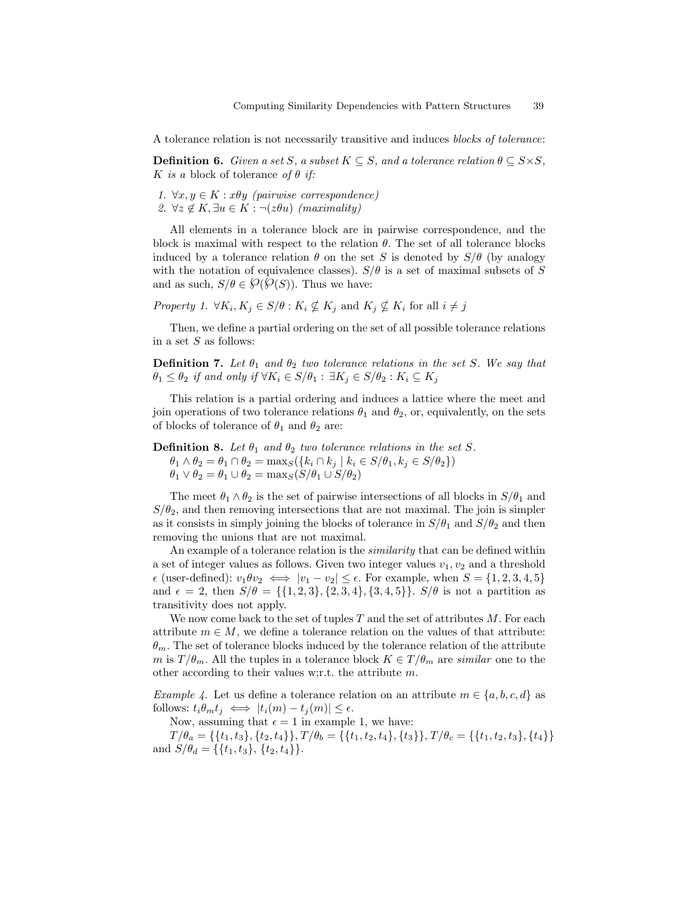A tolerance relation is not necessarily transitive and induces *blocks of tolerance*:

**Definition 6.** *Given a set $S$, a subset $K \subseteq S$, and a tolerance relation $\theta \subseteq S \times S$, $K$ is a* block of tolerance *of $\theta$ if:*

1. $\forall x, y \in K : x\theta y$ *(pairwise correspondence)*
2. $\forall z \notin K, \exists u \in K : \neg(z\theta u)$ *(maximality)*

All elements in a tolerance block are in pairwise correspondence, and the block is maximal with respect to the relation $\theta$. The set of all tolerance blocks induced by a tolerance relation $\theta$ on the set $S$ is denoted by $S/\theta$ (by analogy with the notation of equivalence classes). $S/\theta$ is a set of maximal subsets of $S$ and as such, $S/\theta \in \wp(\wp(S))$. Thus we have:

*Property 1.* $\forall K_i, K_j \in S/\theta : K_i \nsubseteq K_j$ and $K_j \nsubseteq K_i$ for all $i \neq j$

Then, we define a partial ordering on the set of all possible tolerance relations in a set $S$ as follows:

**Definition 7.** *Let $\theta_1$ and $\theta_2$ two tolerance relations in the set $S$. We say that $\theta_1 \leq \theta_2$ if and only if $\forall K_i \in S/\theta_1 : \exists K_j \in S/\theta_2 : K_i \subseteq K_j$*

This relation is a partial ordering and induces a lattice where the meet and join operations of two tolerance relations $\theta_1$ and $\theta_2$, or, equivalently, on the sets of blocks of tolerance of $\theta_1$ and $\theta_2$ are:

**Definition 8.** *Let $\theta_1$ and $\theta_2$ two tolerance relations in the set $S$.*
$\theta_1 \wedge \theta_2 = \theta_1 \cap \theta_2 = \max_S(\{k_i \cap k_j \mid k_i \in S/\theta_1, k_j \in S/\theta_2\})$
$\theta_1 \vee \theta_2 = \theta_1 \cup \theta_2 = \max_S(S/\theta_1 \cup S/\theta_2)$

The meet $\theta_1 \wedge \theta_2$ is the set of pairwise intersections of all blocks in $S/\theta_1$ and $S/\theta_2$, and then removing intersections that are not maximal. The join is simpler as it consists in simply joining the blocks of tolerance in $S/\theta_1$ and $S/\theta_2$ and then removing the unions that are not maximal.

An example of a tolerance relation is the *similarity* that can be defined within a set of integer values as follows. Given two integer values $v_1, v_2$ and a threshold $\epsilon$ (user-defined): $v_1\theta v_2 \iff |v_1 - v_2| \leq \epsilon$. For example, when $S = \{1, 2, 3, 4, 5\}$ and $\epsilon = 2$, then $S/\theta = \{\{1, 2, 3\}, \{2, 3, 4\}, \{3, 4, 5\}\}$. $S/\theta$ is not a partition as transitivity does not apply.

We now come back to the set of tuples $T$ and the set of attributes $M$. For each attribute $m \in M$, we define a tolerance relation on the values of that attribute: $\theta_m$. The set of tolerance blocks induced by the tolerance relation of the attribute $m$ is $T/\theta_m$. All the tuples in a tolerance block $K \in T/\theta_m$ are *similar* one to the other according to their values w;r.t. the attribute $m$.

*Example 4.* Let us define a tolerance relation on an attribute $m \in \{a, b, c, d\}$ as follows: $t_i\theta_m t_j \iff |t_i(m) - t_j(m)| \leq \epsilon$.

Now, assuming that $\epsilon = 1$ in example 1, we have:

$T/\theta_a = \{\{t_1, t_3\}, \{t_2, t_4\}\}, T/\theta_b = \{\{t_1, t_2, t_4\}, \{t_3\}\}, T/\theta_c = \{\{t_1, t_2, t_3\}, \{t_4\}\}$ and $S/\theta_d = \{\{t_1, t_3\}, \{t_2, t_4\}\}$.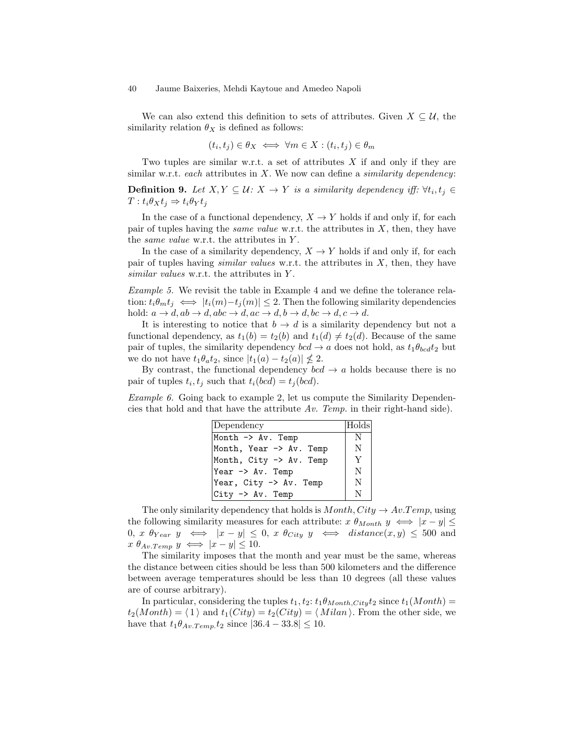We can also extend this definition to sets of attributes. Given $X \subseteq \mathcal{U}$, the similarity relation $\theta_X$ is defined as follows:

$$(t_i, t_j) \in \theta_X \iff \forall m \in X : (t_i, t_j) \in \theta_m$$

Two tuples are similar w.r.t. a set of attributes $X$ if and only if they are similar w.r.t. *each* attributes in $X$. We now can define a *similarity dependency*:

**Definition 9.** *Let $X, Y \subseteq \mathcal{U}$: $X \rightarrow Y$ is a similarity dependency iff: $\forall t_i, t_j \in T : t_i \theta_X t_j \Rightarrow t_i \theta_Y t_j$*

In the case of a functional dependency, $X \rightarrow Y$ holds if and only if, for each pair of tuples having the *same value* w.r.t. the attributes in $X$, then, they have the *same value* w.r.t. the attributes in $Y$.

In the case of a similarity dependency, $X \rightarrow Y$ holds if and only if, for each pair of tuples having *similar values* w.r.t. the attributes in $X$, then, they have *similar values* w.r.t. the attributes in $Y$.

*Example 5.* We revisit the table in Example 4 and we define the tolerance relation: $t_i \theta_m t_j \iff |t_i(m) - t_j(m)| \leq 2$. Then the following similarity dependencies hold: $a \rightarrow d, ab \rightarrow d, abc \rightarrow d, ac \rightarrow d, b \rightarrow d, bc \rightarrow d, c \rightarrow d$.

It is interesting to notice that $b \rightarrow d$ is a similarity dependency but not a functional dependency, as $t_1(b) = t_2(b)$ and $t_1(d) \neq t_2(d)$. Because of the same pair of tuples, the similarity dependency $bcd \rightarrow a$ does not hold, as $t_1 \theta_{bcd} t_2$ but we do not have $t_1 \theta_a t_2$, since $|t_1(a) - t_2(a)| \nleq 2$.

By contrast, the functional dependency $bcd \rightarrow a$ holds because there is no pair of tuples $t_i, t_j$ such that $t_i(bcd) = t_j(bcd)$.

*Example 6.* Going back to example 2, let us compute the Similarity Dependencies that hold and that have the attribute *Av. Temp.* in their right-hand side).

| Dependency | Holds |
|---|---|
| `Month -> Av. Temp` | N |
| `Month, Year -> Av. Temp` | N |
| `Month, City -> Av. Temp` | Y |
| `Year -> Av. Temp` | N |
| `Year, City -> Av. Temp` | N |
| `City -> Av. Temp` | N |

The only similarity dependency that holds is $Month, City \rightarrow Av.Temp$, using the following similarity measures for each attribute: $x \ \theta_{Month} \ y \iff |x - y| \leq 0$, $x \ \theta_{Year} \ y \iff |x - y| \leq 0$, $x \ \theta_{City} \ y \iff distance(x, y) \leq 500$ and $x \ \theta_{Av.Temp} \ y \iff |x - y| \leq 10$.

The similarity imposes that the month and year must be the same, whereas the distance between cities should be less than 500 kilometers and the difference between average temperatures should be less than 10 degrees (all these values are of course arbitrary).

In particular, considering the tuples $t_1, t_2$: $t_1 \theta_{Month,City} t_2$ since $t_1(Month) = t_2(Month) = \langle\, 1 \,\rangle$ and $t_1(City) = t_2(City) = \langle\, Milan \,\rangle$. From the other side, we have that $t_1 \theta_{Av.Temp.} t_2$ since $|36.4 - 33.8| \leq 10$.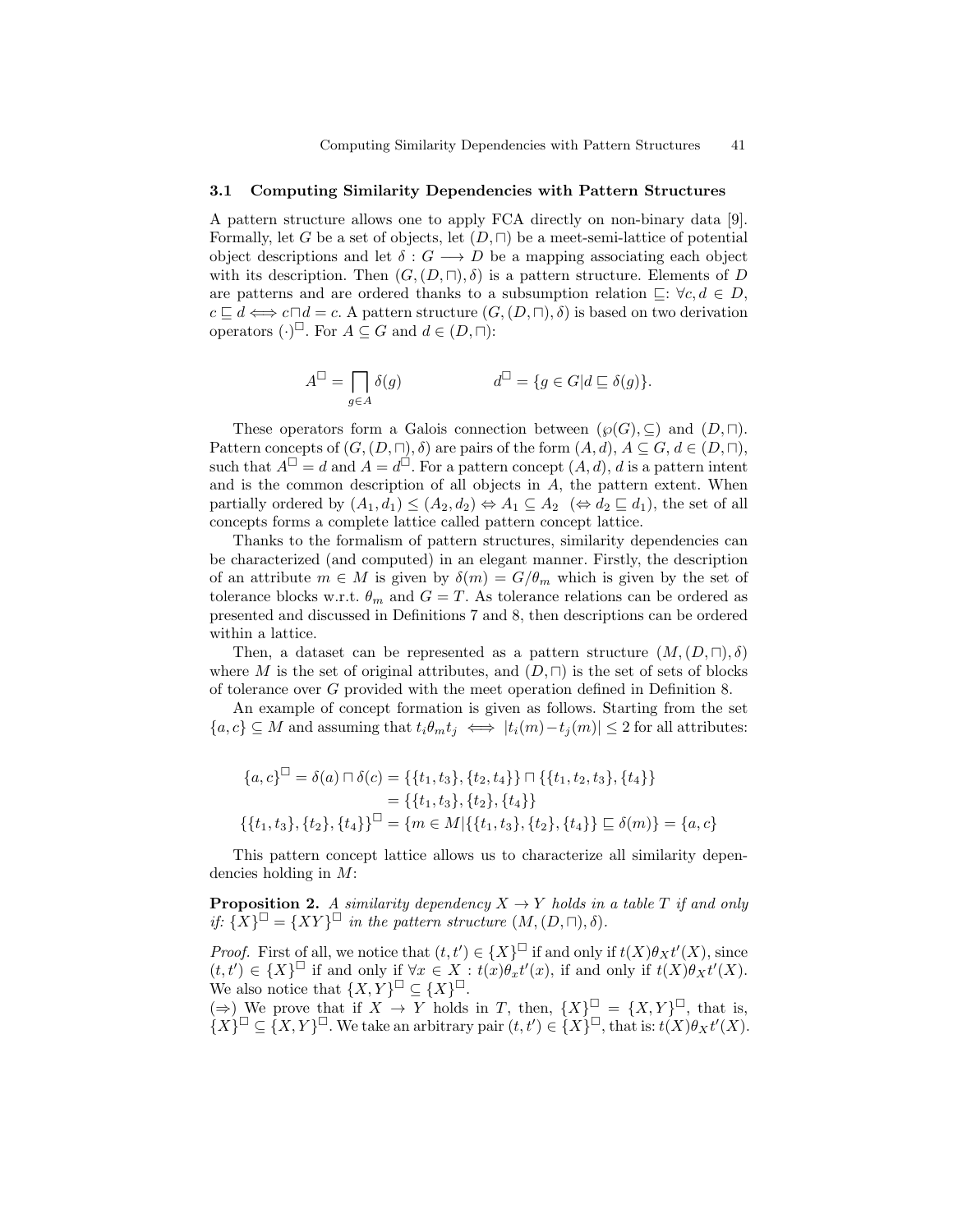### 3.1 Computing Similarity Dependencies with Pattern Structures

A pattern structure allows one to apply FCA directly on non-binary data [9]. Formally, let $G$ be a set of objects, let $(D, \sqcap)$ be a meet-semi-lattice of potential object descriptions and let $\delta : G \longrightarrow D$ be a mapping associating each object with its description. Then $(G, (D, \sqcap), \delta)$ is a pattern structure. Elements of $D$ are patterns and are ordered thanks to a subsumption relation $\sqsubseteq$: $\forall c, d \in D$, $c \sqsubseteq d \Longleftrightarrow c \sqcap d = c$. A pattern structure $(G, (D, \sqcap), \delta)$ is based on two derivation operators $(\cdot)^{\square}$. For $A \subseteq G$ and $d \in (D, \sqcap)$:

$$A^{\square} = \bigsqcap_{g \in A} \delta(g) \qquad\qquad d^{\square} = \{g \in G | d \sqsubseteq \delta(g)\}.$$

These operators form a Galois connection between $(\wp(G), \subseteq)$ and $(D, \sqcap)$. Pattern concepts of $(G, (D, \sqcap), \delta)$ are pairs of the form $(A, d)$, $A \subseteq G$, $d \in (D, \sqcap)$, such that $A^{\square} = d$ and $A = d^{\square}$. For a pattern concept $(A, d)$, $d$ is a pattern intent and is the common description of all objects in $A$, the pattern extent. When partially ordered by $(A_1, d_1) \leq (A_2, d_2) \Leftrightarrow A_1 \subseteq A_2$ $(\Leftrightarrow d_2 \sqsubseteq d_1)$, the set of all concepts forms a complete lattice called pattern concept lattice.

Thanks to the formalism of pattern structures, similarity dependencies can be characterized (and computed) in an elegant manner. Firstly, the description of an attribute $m \in M$ is given by $\delta(m) = G/\theta_m$ which is given by the set of tolerance blocks w.r.t. $\theta_m$ and $G = T$. As tolerance relations can be ordered as presented and discussed in Definitions 7 and 8, then descriptions can be ordered within a lattice.

Then, a dataset can be represented as a pattern structure $(M, (D, \sqcap), \delta)$ where $M$ is the set of original attributes, and $(D, \sqcap)$ is the set of sets of blocks of tolerance over $G$ provided with the meet operation defined in Definition 8.

An example of concept formation is given as follows. Starting from the set $\{a, c\} \subseteq M$ and assuming that $t_i \theta_m t_j \iff |t_i(m) - t_j(m)| \leq 2$ for all attributes:

$$\begin{aligned}
\{a, c\}^{\square} &= \delta(a) \sqcap \delta(c) = \{\{t_1, t_3\}, \{t_2, t_4\}\} \sqcap \{\{t_1, t_2, t_3\}, \{t_4\}\} \\
&= \{\{t_1, t_3\}, \{t_2\}, \{t_4\}\} \\
\{\{t_1, t_3\}, \{t_2\}, \{t_4\}\}^{\square} &= \{m \in M | \{\{t_1, t_3\}, \{t_2\}, \{t_4\}\} \sqsubseteq \delta(m)\} = \{a, c\}
\end{aligned}$$

This pattern concept lattice allows us to characterize all similarity dependencies holding in $M$:

**Proposition 2.** *A similarity dependency $X \rightarrow Y$ holds in a table $T$ if and only if: $\{X\}^{\square} = \{XY\}^{\square}$ in the pattern structure $(M, (D, \sqcap), \delta)$.*

*Proof.* First of all, we notice that $(t, t') \in \{X\}^{\square}$ if and only if $t(X)\theta_X t'(X)$, since $(t, t') \in \{X\}^{\square}$ if and only if $\forall x \in X : t(x)\theta_x t'(x)$, if and only if $t(X)\theta_X t'(X)$. We also notice that $\{X, Y\}^{\square} \subseteq \{X\}^{\square}$.

($\Rightarrow$) We prove that if $X \rightarrow Y$ holds in $T$, then, $\{X\}^{\square} = \{X, Y\}^{\square}$, that is, $\{X\}^{\square} \subseteq \{X, Y\}^{\square}$. We take an arbitrary pair $(t, t') \in \{X\}^{\square}$, that is: $t(X)\theta_X t'(X)$.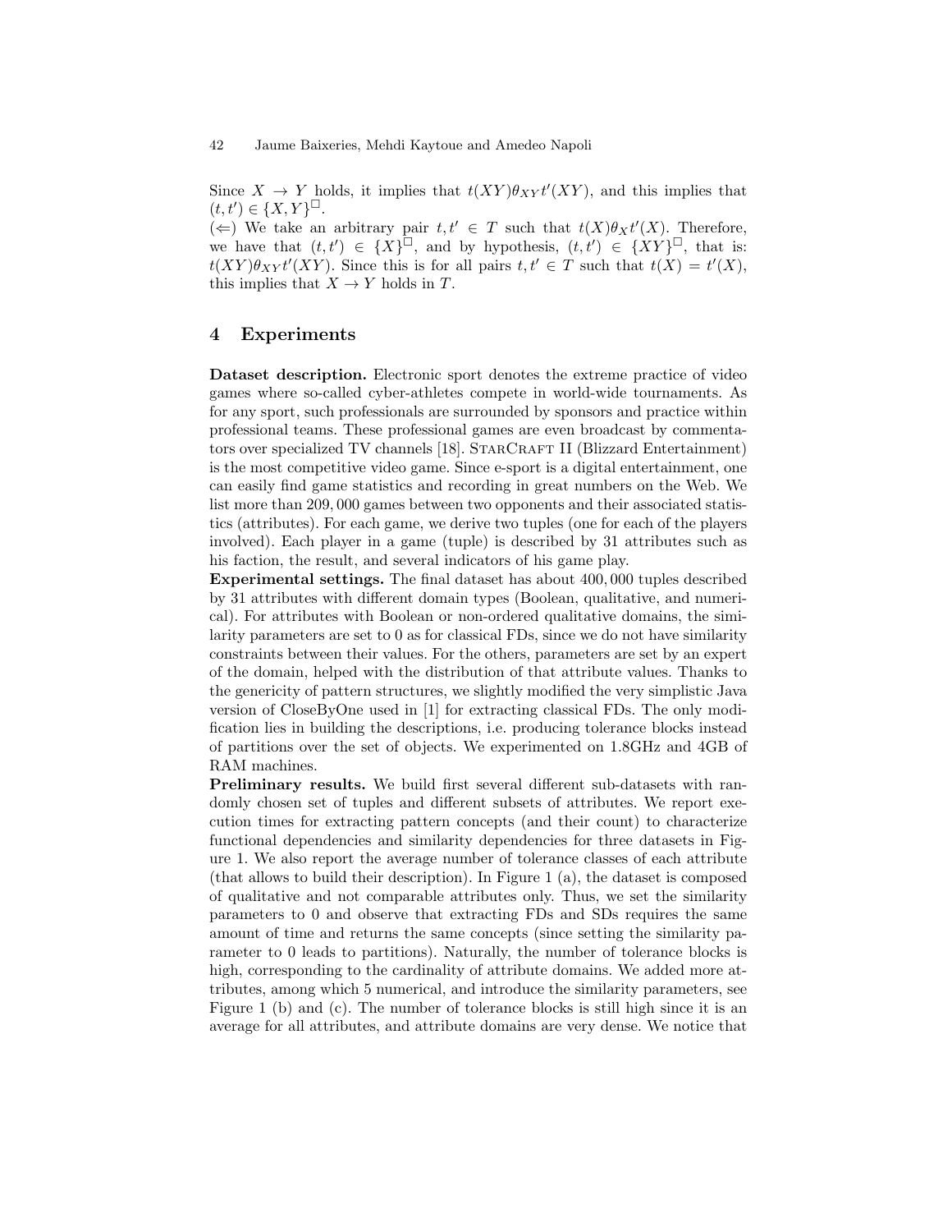Since $X \to Y$ holds, it implies that $t(XY)\theta_{XY}t'(XY)$, and this implies that $(t, t') \in \{X, Y\}^{\square}$.

($\Leftarrow$) We take an arbitrary pair $t, t' \in T$ such that $t(X)\theta_X t'(X)$. Therefore, we have that $(t, t') \in \{X\}^{\square}$, and by hypothesis, $(t, t') \in \{XY\}^{\square}$, that is: $t(XY)\theta_{XY}t'(XY)$. Since this is for all pairs $t, t' \in T$ such that $t(X) = t'(X)$, this implies that $X \to Y$ holds in $T$.

## 4 Experiments

**Dataset description.** Electronic sport denotes the extreme practice of video games where so-called cyber-athletes compete in world-wide tournaments. As for any sport, such professionals are surrounded by sponsors and practice within professional teams. These professional games are even broadcast by commentators over specialized TV channels [18]. StarCraft II (Blizzard Entertainment) is the most competitive video game. Since e-sport is a digital entertainment, one can easily find game statistics and recording in great numbers on the Web. We list more than 209,000 games between two opponents and their associated statistics (attributes). For each game, we derive two tuples (one for each of the players involved). Each player in a game (tuple) is described by 31 attributes such as his faction, the result, and several indicators of his game play.

**Experimental settings.** The final dataset has about 400,000 tuples described by 31 attributes with different domain types (Boolean, qualitative, and numerical). For attributes with Boolean or non-ordered qualitative domains, the similarity parameters are set to 0 as for classical FDs, since we do not have similarity constraints between their values. For the others, parameters are set by an expert of the domain, helped with the distribution of that attribute values. Thanks to the genericity of pattern structures, we slightly modified the very simplistic Java version of CloseByOne used in [1] for extracting classical FDs. The only modification lies in building the descriptions, i.e. producing tolerance blocks instead of partitions over the set of objects. We experimented on 1.8GHz and 4GB of RAM machines.

**Preliminary results.** We build first several different sub-datasets with randomly chosen set of tuples and different subsets of attributes. We report execution times for extracting pattern concepts (and their count) to characterize functional dependencies and similarity dependencies for three datasets in Figure 1. We also report the average number of tolerance classes of each attribute (that allows to build their description). In Figure 1 (a), the dataset is composed of qualitative and not comparable attributes only. Thus, we set the similarity parameters to 0 and observe that extracting FDs and SDs requires the same amount of time and returns the same concepts (since setting the similarity parameter to 0 leads to partitions). Naturally, the number of tolerance blocks is high, corresponding to the cardinality of attribute domains. We added more attributes, among which 5 numerical, and introduce the similarity parameters, see Figure 1 (b) and (c). The number of tolerance blocks is still high since it is an average for all attributes, and attribute domains are very dense. We notice that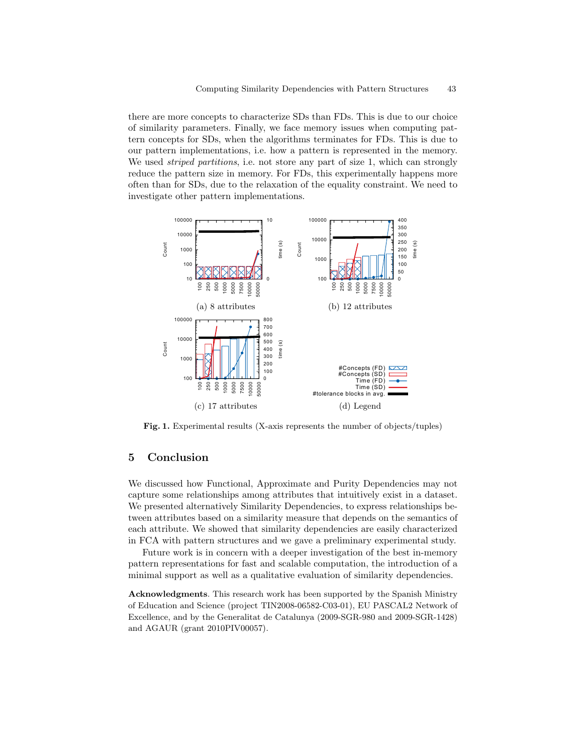there are more concepts to characterize SDs than FDs. This is due to our choice of similarity parameters. Finally, we face memory issues when computing pattern concepts for SDs, when the algorithms terminates for FDs. This is due to our pattern implementations, i.e. how a pattern is represented in the memory. We used *striped partitions*, i.e. not store any part of size 1, which can strongly reduce the pattern size in memory. For FDs, this experimentally happens more often than for SDs, due to the relaxation of the equality constraint. We need to investigate other pattern implementations.

(a) 8 attributes

(b) 12 attributes

(c) 17 attributes

(d) Legend

**Fig. 1.** Experimental results (X-axis represents the number of objects/tuples)

## 5 Conclusion

We discussed how Functional, Approximate and Purity Dependencies may not capture some relationships among attributes that intuitively exist in a dataset. We presented alternatively Similarity Dependencies, to express relationships between attributes based on a similarity measure that depends on the semantics of each attribute. We showed that similarity dependencies are easily characterized in FCA with pattern structures and we gave a preliminary experimental study.

Future work is in concern with a deeper investigation of the best in-memory pattern representations for fast and scalable computation, the introduction of a minimal support as well as a qualitative evaluation of similarity dependencies.

**Acknowledgments**. This research work has been supported by the Spanish Ministry of Education and Science (project TIN2008-06582-C03-01), EU PASCAL2 Network of Excellence, and by the Generalitat de Catalunya (2009-SGR-980 and 2009-SGR-1428) and AGAUR (grant 2010PIV00057).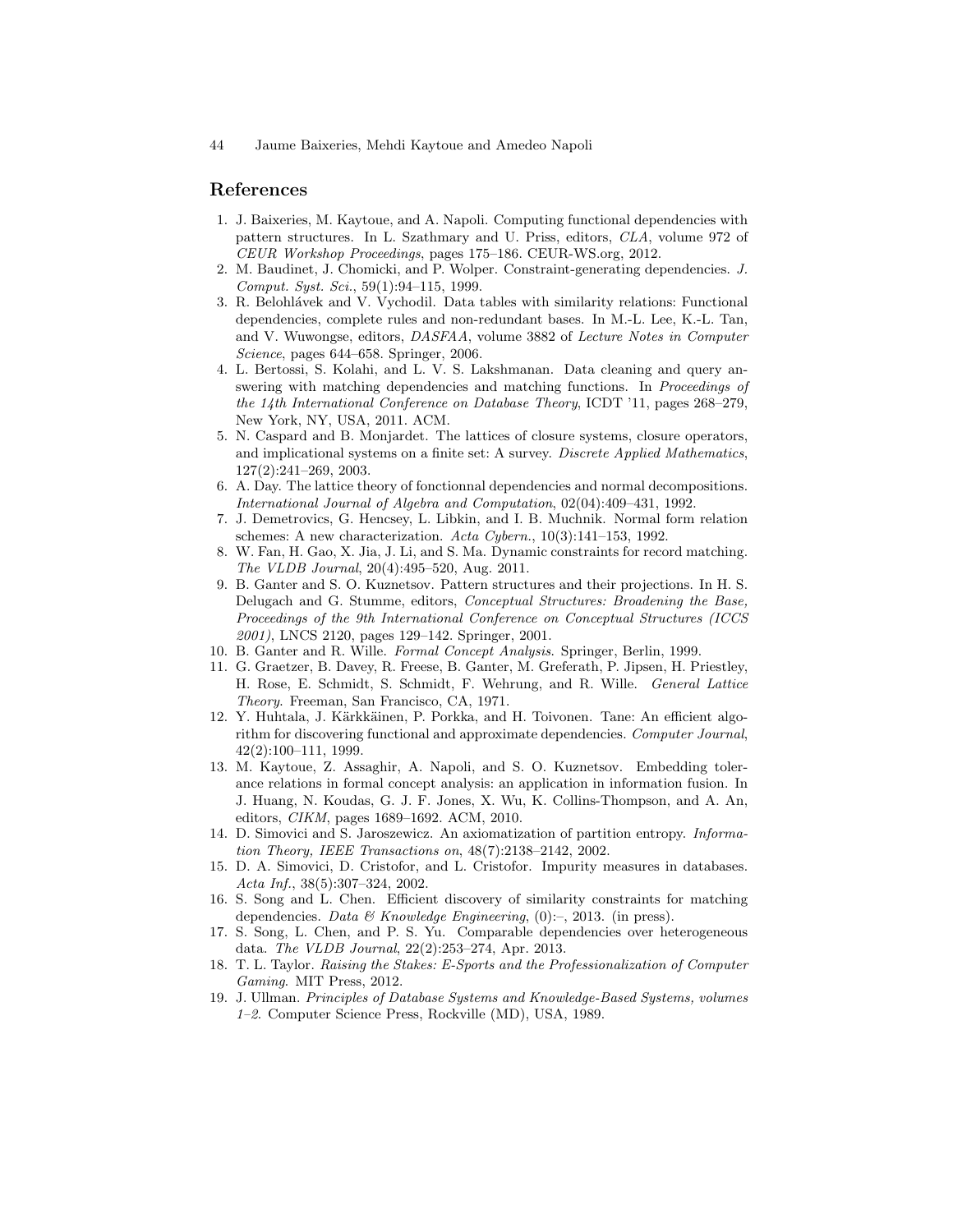## References

1. J. Baixeries, M. Kaytoue, and A. Napoli. Computing functional dependencies with pattern structures. In L. Szathmary and U. Priss, editors, *CLA*, volume 972 of *CEUR Workshop Proceedings*, pages 175–186. CEUR-WS.org, 2012.
2. M. Baudinet, J. Chomicki, and P. Wolper. Constraint-generating dependencies. *J. Comput. Syst. Sci.*, 59(1):94–115, 1999.
3. R. Belohlávek and V. Vychodil. Data tables with similarity relations: Functional dependencies, complete rules and non-redundant bases. In M.-L. Lee, K.-L. Tan, and V. Wuwongse, editors, *DASFAA*, volume 3882 of *Lecture Notes in Computer Science*, pages 644–658. Springer, 2006.
4. L. Bertossi, S. Kolahi, and L. V. S. Lakshmanan. Data cleaning and query answering with matching dependencies and matching functions. In *Proceedings of the 14th International Conference on Database Theory*, ICDT '11, pages 268–279, New York, NY, USA, 2011. ACM.
5. N. Caspard and B. Monjardet. The lattices of closure systems, closure operators, and implicational systems on a finite set: A survey. *Discrete Applied Mathematics*, 127(2):241–269, 2003.
6. A. Day. The lattice theory of fonctionnal dependencies and normal decompositions. *International Journal of Algebra and Computation*, 02(04):409–431, 1992.
7. J. Demetrovics, G. Hencsey, L. Libkin, and I. B. Muchnik. Normal form relation schemes: A new characterization. *Acta Cybern.*, 10(3):141–153, 1992.
8. W. Fan, H. Gao, X. Jia, J. Li, and S. Ma. Dynamic constraints for record matching. *The VLDB Journal*, 20(4):495–520, Aug. 2011.
9. B. Ganter and S. O. Kuznetsov. Pattern structures and their projections. In H. S. Delugach and G. Stumme, editors, *Conceptual Structures: Broadening the Base, Proceedings of the 9th International Conference on Conceptual Structures (ICCS 2001)*, LNCS 2120, pages 129–142. Springer, 2001.
10. B. Ganter and R. Wille. *Formal Concept Analysis*. Springer, Berlin, 1999.
11. G. Graetzer, B. Davey, R. Freese, B. Ganter, M. Greferath, P. Jipsen, H. Priestley, H. Rose, E. Schmidt, S. Schmidt, F. Wehrung, and R. Wille. *General Lattice Theory*. Freeman, San Francisco, CA, 1971.
12. Y. Huhtala, J. Kärkkäinen, P. Porkka, and H. Toivonen. Tane: An efficient algorithm for discovering functional and approximate dependencies. *Computer Journal*, 42(2):100–111, 1999.
13. M. Kaytoue, Z. Assaghir, A. Napoli, and S. O. Kuznetsov. Embedding tolerance relations in formal concept analysis: an application in information fusion. In J. Huang, N. Koudas, G. J. F. Jones, X. Wu, K. Collins-Thompson, and A. An, editors, *CIKM*, pages 1689–1692. ACM, 2010.
14. D. Simovici and S. Jaroszewicz. An axiomatization of partition entropy. *Information Theory, IEEE Transactions on*, 48(7):2138–2142, 2002.
15. D. A. Simovici, D. Cristofor, and L. Cristofor. Impurity measures in databases. *Acta Inf.*, 38(5):307–324, 2002.
16. S. Song and L. Chen. Efficient discovery of similarity constraints for matching dependencies. *Data & Knowledge Engineering*, (0):–, 2013. (in press).
17. S. Song, L. Chen, and P. S. Yu. Comparable dependencies over heterogeneous data. *The VLDB Journal*, 22(2):253–274, Apr. 2013.
18. T. L. Taylor. *Raising the Stakes: E-Sports and the Professionalization of Computer Gaming*. MIT Press, 2012.
19. J. Ullman. *Principles of Database Systems and Knowledge-Based Systems, volumes 1–2*. Computer Science Press, Rockville (MD), USA, 1989.